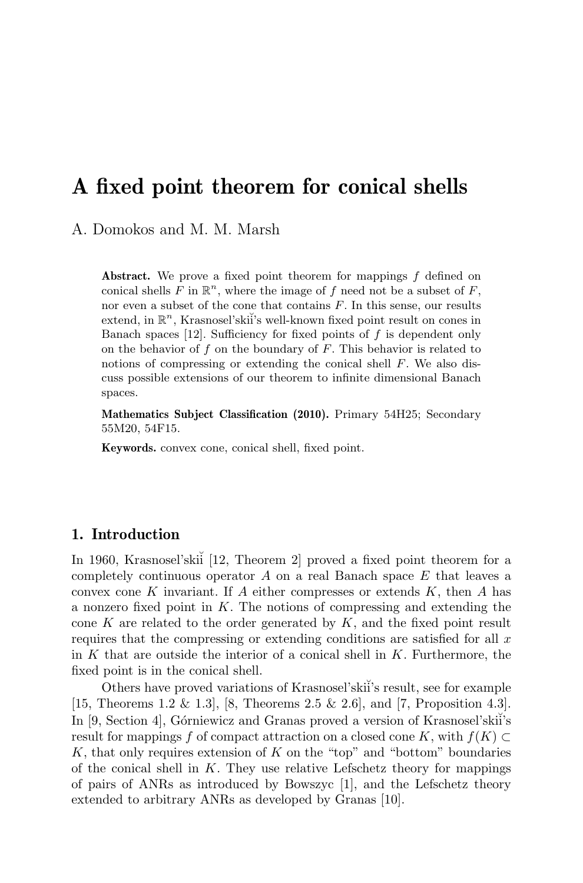# A fixed point theorem for conical shells

A. Domokos and M. M. Marsh

**Abstract.** We prove a fixed point theorem for mappings $f$ defined on conical shells $F$ in $\mathbb{R}^n$, where the image of $f$ need not be a subset of $F$, nor even a subset of the cone that contains $F$. In this sense, our results extend, in $\mathbb{R}^n$, Krasnosel'skiĭ's well-known fixed point result on cones in Banach spaces [12]. Sufficiency for fixed points of $f$ is dependent only on the behavior of $f$ on the boundary of $F$. This behavior is related to notions of compressing or extending the conical shell $F$. We also discuss possible extensions of our theorem to infinite dimensional Banach spaces.

**Mathematics Subject Classification (2010).** Primary 54H25; Secondary 55M20, 54F15.

**Keywords.** convex cone, conical shell, fixed point.

## 1. Introduction

In 1960, Krasnosel'skiĭ [12, Theorem 2] proved a fixed point theorem for a completely continuous operator $A$ on a real Banach space $E$ that leaves a convex cone $K$ invariant. If $A$ either compresses or extends $K$, then $A$ has a nonzero fixed point in $K$. The notions of compressing and extending the cone $K$ are related to the order generated by $K$, and the fixed point result requires that the compressing or extending conditions are satisfied for all $x$ in $K$ that are outside the interior of a conical shell in $K$. Furthermore, the fixed point is in the conical shell.

Others have proved variations of Krasnosel'skiĭ's result, see for example [15, Theorems 1.2 & 1.3], [8, Theorems 2.5 & 2.6], and [7, Proposition 4.3]. In [9, Section 4], Górniewicz and Granas proved a version of Krasnosel'skiĭ's result for mappings $f$ of compact attraction on a closed cone $K$, with $f(K) \subset K$, that only requires extension of $K$ on the "top" and "bottom" boundaries of the conical shell in $K$. They use relative Lefschetz theory for mappings of pairs of ANRs as introduced by Bowszyc [1], and the Lefschetz theory extended to arbitrary ANRs as developed by Granas [10].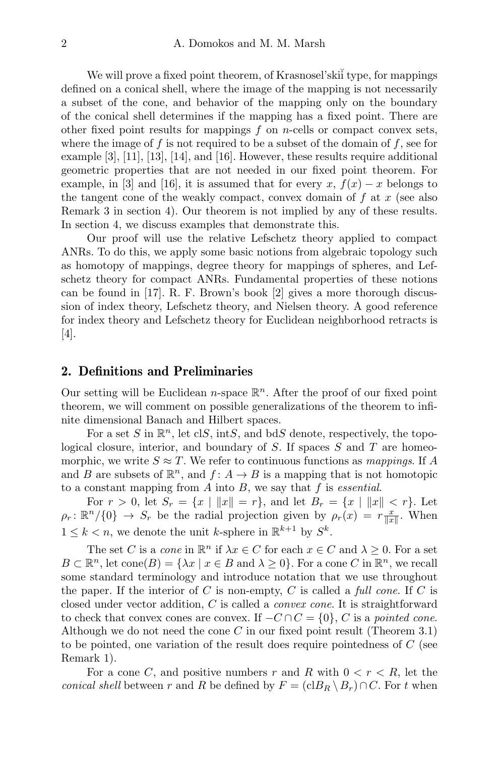We will prove a fixed point theorem, of Krasnosel'skiĭ type, for mappings defined on a conical shell, where the image of the mapping is not necessarily a subset of the cone, and behavior of the mapping only on the boundary of the conical shell determines if the mapping has a fixed point. There are other fixed point results for mappings $f$ on $n$-cells or compact convex sets, where the image of $f$ is not required to be a subset of the domain of $f$, see for example [3], [11], [13], [14], and [16]. However, these results require additional geometric properties that are not needed in our fixed point theorem. For example, in [3] and [16], it is assumed that for every $x$, $f(x) - x$ belongs to the tangent cone of the weakly compact, convex domain of $f$ at $x$ (see also Remark 3 in section 4). Our theorem is not implied by any of these results. In section 4, we discuss examples that demonstrate this.

Our proof will use the relative Lefschetz theory applied to compact ANRs. To do this, we apply some basic notions from algebraic topology such as homotopy of mappings, degree theory for mappings of spheres, and Lefschetz theory for compact ANRs. Fundamental properties of these notions can be found in [17]. R. F. Brown's book [2] gives a more thorough discussion of index theory, Lefschetz theory, and Nielsen theory. A good reference for index theory and Lefschetz theory for Euclidean neighborhood retracts is [4].

## 2. Definitions and Preliminaries

Our setting will be Euclidean $n$-space $\mathbb{R}^n$. After the proof of our fixed point theorem, we will comment on possible generalizations of the theorem to infinite dimensional Banach and Hilbert spaces.

For a set $S$ in $\mathbb{R}^n$, let $\mathrm{cl}S$, $\mathrm{int}S$, and $\mathrm{bd}S$ denote, respectively, the topological closure, interior, and boundary of $S$. If spaces $S$ and $T$ are homeomorphic, we write $S \approx T$. We refer to continuous functions as *mappings*. If $A$ and $B$ are subsets of $\mathbb{R}^n$, and $f\colon A \to B$ is a mapping that is not homotopic to a constant mapping from $A$ into $B$, we say that $f$ is *essential*.

For $r > 0$, let $S_r = \{x \mid \|x\| = r\}$, and let $B_r = \{x \mid \|x\| < r\}$. Let $\rho_r\colon \mathbb{R}^n/\{0\} \to S_r$ be the radial projection given by $\rho_r(x) = r\frac{x}{\|x\|}$. When $1 \le k < n$, we denote the unit $k$-sphere in $\mathbb{R}^{k+1}$ by $S^k$.

The set $C$ is a *cone* in $\mathbb{R}^n$ if $\lambda x \in C$ for each $x \in C$ and $\lambda \ge 0$. For a set $B \subset \mathbb{R}^n$, let $\mathrm{cone}(B) = \{\lambda x \mid x \in B \text{ and } \lambda \ge 0\}$. For a cone $C$ in $\mathbb{R}^n$, we recall some standard terminology and introduce notation that we use throughout the paper. If the interior of $C$ is non-empty, $C$ is called a *full cone*. If $C$ is closed under vector addition, $C$ is called a *convex cone*. It is straightforward to check that convex cones are convex. If $-C \cap C = \{0\}$, $C$ is a *pointed cone*. Although we do not need the cone $C$ in our fixed point result (Theorem 3.1) to be pointed, one variation of the result does require pointedness of $C$ (see Remark 1).

For a cone $C$, and positive numbers $r$ and $R$ with $0 < r < R$, let the *conical shell* between $r$ and $R$ be defined by $F = (\mathrm{cl}B_R \setminus B_r) \cap C$. For $t$ when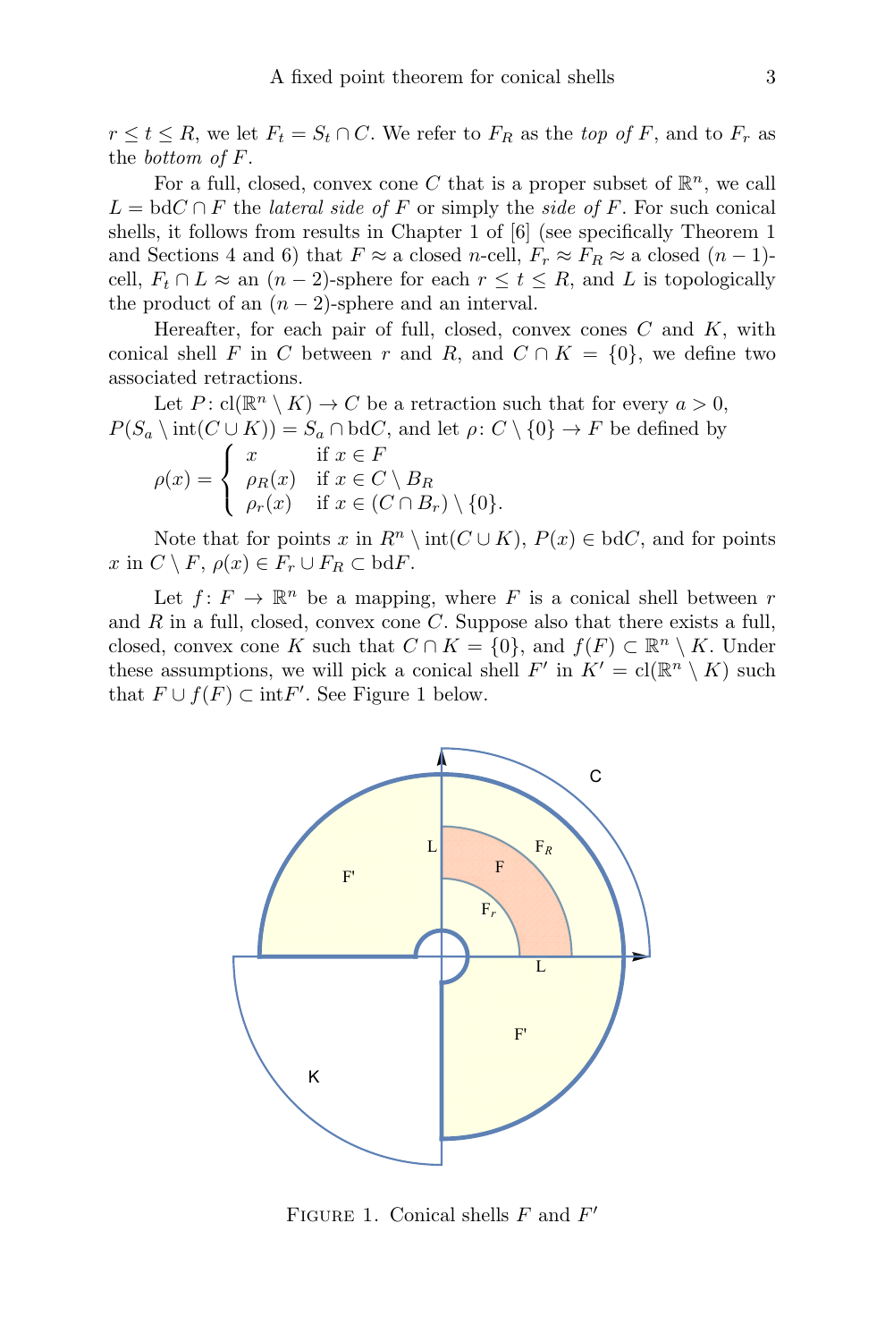$r \le t \le R$, we let $F_t = S_t \cap C$. We refer to $F_R$ as the *top of* $F$, and to $F_r$ as the *bottom of* $F$.

For a full, closed, convex cone $C$ that is a proper subset of $\mathbb{R}^n$, we call $L = \mathrm{bd}C \cap F$ the *lateral side of* $F$ or simply the *side of* $F$. For such conical shells, it follows from results in Chapter 1 of [6] (see specifically Theorem 1 and Sections 4 and 6) that $F \approx$ a closed $n$-cell, $F_r \approx F_R \approx$ a closed $(n-1)$-cell, $F_t \cap L \approx$ an $(n-2)$-sphere for each $r \le t \le R$, and $L$ is topologically the product of an $(n-2)$-sphere and an interval.

Hereafter, for each pair of full, closed, convex cones $C$ and $K$, with conical shell $F$ in $C$ between $r$ and $R$, and $C \cap K = \{0\}$, we define two associated retractions.

Let $P\colon \mathrm{cl}(\mathbb{R}^n \setminus K) \to C$ be a retraction such that for every $a > 0$, $P(S_a \setminus \mathrm{int}(C \cup K)) = S_a \cap \mathrm{bd}C$, and let $\rho\colon C \setminus \{0\} \to F$ be defined by

$$\rho(x) = \begin{cases} x & \text{if } x \in F \\ \rho_R(x) & \text{if } x \in C \setminus B_R \\ \rho_r(x) & \text{if } x \in (C \cap B_r) \setminus \{0\}. \end{cases}$$

Note that for points $x$ in $R^n \setminus \mathrm{int}(C \cup K)$, $P(x) \in \mathrm{bd}C$, and for points $x$ in $C \setminus F$, $\rho(x) \in F_r \cup F_R \subset \mathrm{bd}F$.

Let $f\colon F \to \mathbb{R}^n$ be a mapping, where $F$ is a conical shell between $r$ and $R$ in a full, closed, convex cone $C$. Suppose also that there exists a full, closed, convex cone $K$ such that $C \cap K = \{0\}$, and $f(F) \subset \mathbb{R}^n \setminus K$. Under these assumptions, we will pick a conical shell $F'$ in $K' = \mathrm{cl}(\mathbb{R}^n \setminus K)$ such that $F \cup f(F) \subset \mathrm{int}F'$. See Figure 1 below.

Figure 1. Conical shells $F$ and $F'$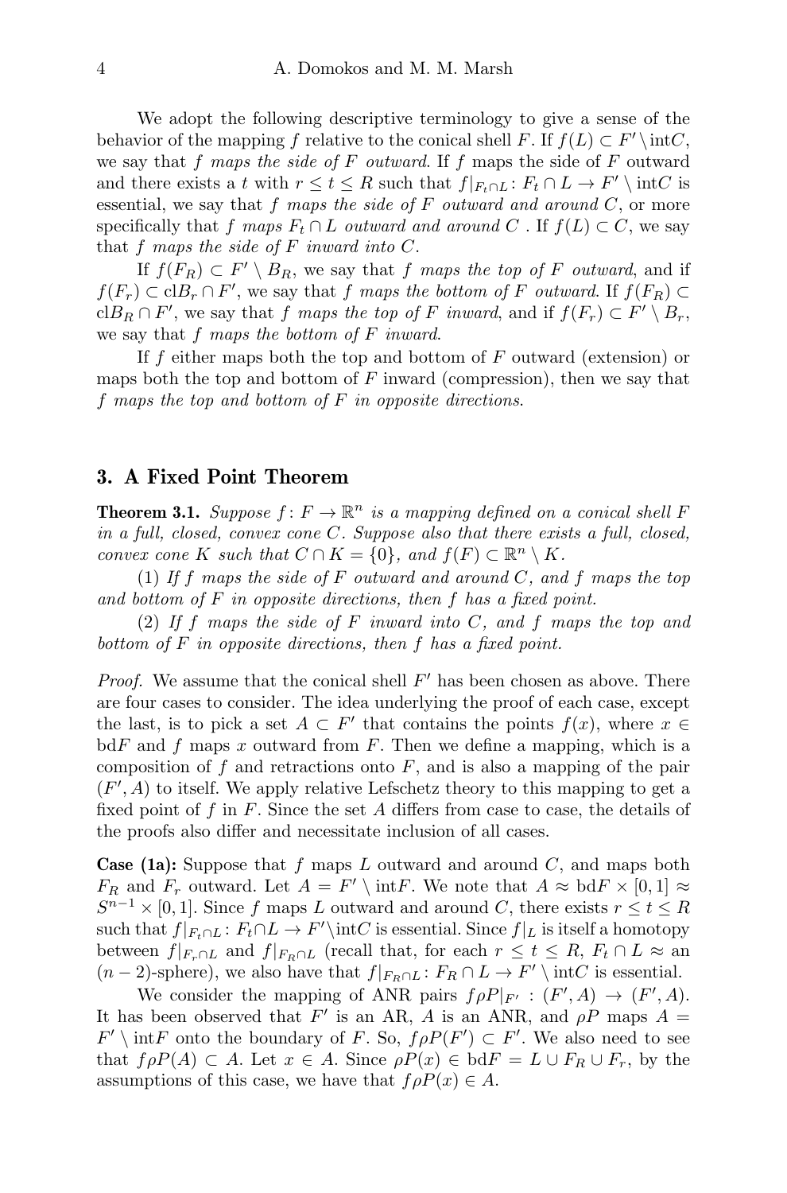We adopt the following descriptive terminology to give a sense of the behavior of the mapping $f$ relative to the conical shell $F$. If $f(L) \subset F' \setminus \text{int}C$, we say that *$f$ maps the side of $F$ outward*. If $f$ maps the side of $F$ outward and there exists a $t$ with $r \leq t \leq R$ such that $f|_{F_t \cap L} \colon F_t \cap L \to F' \setminus \text{int}C$ is essential, we say that *$f$ maps the side of $F$ outward and around $C$*, or more specifically that *$f$ maps $F_t \cap L$ outward and around $C$* . If $f(L) \subset C$, we say that *$f$ maps the side of $F$ inward into $C$*.

If $f(F_R) \subset F' \setminus B_R$, we say that *$f$ maps the top of $F$ outward*, and if $f(F_r) \subset \text{cl}B_r \cap F'$, we say that *$f$ maps the bottom of $F$ outward*. If $f(F_R) \subset \text{cl}B_R \cap F'$, we say that *$f$ maps the top of $F$ inward*, and if $f(F_r) \subset F' \setminus B_r$, we say that *$f$ maps the bottom of $F$ inward*.

If $f$ either maps both the top and bottom of $F$ outward (extension) or maps both the top and bottom of $F$ inward (compression), then we say that *$f$ maps the top and bottom of $F$ in opposite directions*.

## 3. A Fixed Point Theorem

**Theorem 3.1.** *Suppose $f \colon F \to \mathbb{R}^n$ is a mapping defined on a conical shell $F$ in a full, closed, convex cone $C$. Suppose also that there exists a full, closed, convex cone $K$ such that $C \cap K = \{0\}$, and $f(F) \subset \mathbb{R}^n \setminus K$.*

(1) *If $f$ maps the side of $F$ outward and around $C$, and $f$ maps the top and bottom of $F$ in opposite directions, then $f$ has a fixed point.*

(2) *If $f$ maps the side of $F$ inward into $C$, and $f$ maps the top and bottom of $F$ in opposite directions, then $f$ has a fixed point.*

*Proof.* We assume that the conical shell $F'$ has been chosen as above. There are four cases to consider. The idea underlying the proof of each case, except the last, is to pick a set $A \subset F'$ that contains the points $f(x)$, where $x \in \text{bd}F$ and $f$ maps $x$ outward from $F$. Then we define a mapping, which is a composition of $f$ and retractions onto $F$, and is also a mapping of the pair $(F', A)$ to itself. We apply relative Lefschetz theory to this mapping to get a fixed point of $f$ in $F$. Since the set $A$ differs from case to case, the details of the proofs also differ and necessitate inclusion of all cases.

**Case (1a):** Suppose that $f$ maps $L$ outward and around $C$, and maps both $F_R$ and $F_r$ outward. Let $A = F' \setminus \text{int}F$. We note that $A \approx \text{bd}F \times [0, 1] \approx S^{n-1} \times [0, 1]$. Since $f$ maps $L$ outward and around $C$, there exists $r \leq t \leq R$ such that $f|_{F_t \cap L} \colon F_t \cap L \to F' \setminus \text{int}C$ is essential. Since $f|_L$ is itself a homotopy between $f|_{F_r \cap L}$ and $f|_{F_R \cap L}$ (recall that, for each $r \leq t \leq R$, $F_t \cap L \approx$ an $(n-2)$-sphere), we also have that $f|_{F_R \cap L} \colon F_R \cap L \to F' \setminus \text{int}C$ is essential.

We consider the mapping of ANR pairs $f\rho P|_{F'} : (F', A) \to (F', A)$. It has been observed that $F'$ is an AR, $A$ is an ANR, and $\rho P$ maps $A = F' \setminus \text{int}F$ onto the boundary of $F$. So, $f\rho P(F') \subset F'$. We also need to see that $f\rho P(A) \subset A$. Let $x \in A$. Since $\rho P(x) \in \text{bd}F = L \cup F_R \cup F_r$, by the assumptions of this case, we have that $f\rho P(x) \in A$.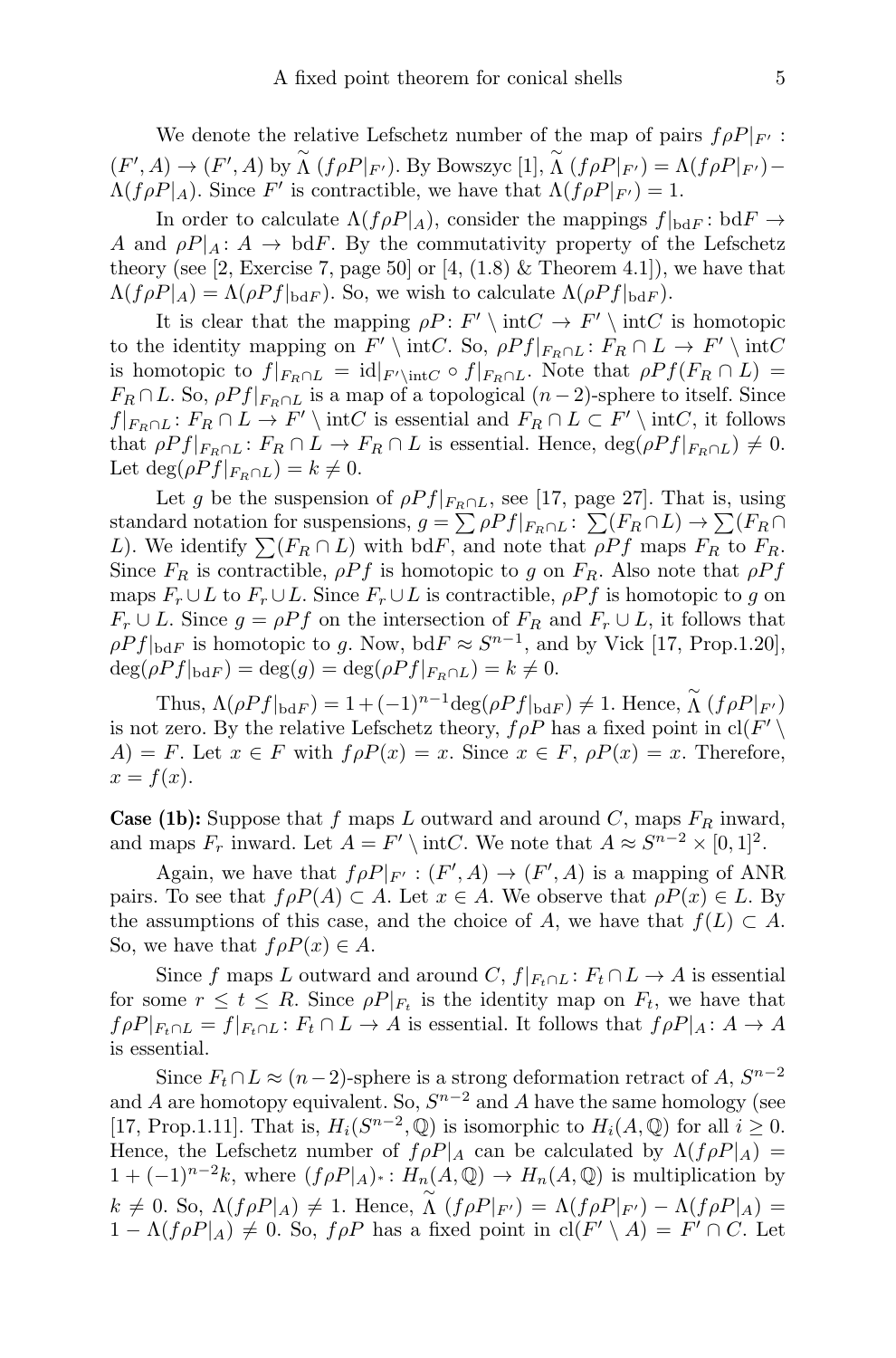We denote the relative Lefschetz number of the map of pairs $f\rho P|_{F'} : (F', A) \to (F', A)$ by $\widetilde{\Lambda}\,(f\rho P|_{F'})$. By Bowszyc [1], $\widetilde{\Lambda}\,(f\rho P|_{F'}) = \Lambda(f\rho P|_{F'}) - \Lambda(f\rho P|_A)$. Since $F'$ is contractible, we have that $\Lambda(f\rho P|_{F'}) = 1$.

In order to calculate $\Lambda(f\rho P|_A)$, consider the mappings $f|_{\mathrm{bd}F} \colon \mathrm{bd}F \to A$ and $\rho P|_A \colon A \to \mathrm{bd}F$. By the commutativity property of the Lefschetz theory (see [2, Exercise 7, page 50] or [4, (1.8) & Theorem 4.1]), we have that $\Lambda(f\rho P|_A) = \Lambda(\rho P f|_{\mathrm{bd}F})$. So, we wish to calculate $\Lambda(\rho P f|_{\mathrm{bd}F})$.

It is clear that the mapping $\rho P \colon F' \setminus \mathrm{int}C \to F' \setminus \mathrm{int}C$ is homotopic to the identity mapping on $F' \setminus \mathrm{int}C$. So, $\rho P f|_{F_R \cap L} \colon F_R \cap L \to F' \setminus \mathrm{int}C$ is homotopic to $f|_{F_R \cap L} = \mathrm{id}|_{F' \setminus \mathrm{int}C} \circ f|_{F_R \cap L}$. Note that $\rho P f(F_R \cap L) = F_R \cap L$. So, $\rho P f|_{F_R \cap L}$ is a map of a topological $(n-2)$-sphere to itself. Since $f|_{F_R \cap L} \colon F_R \cap L \to F' \setminus \mathrm{int}C$ is essential and $F_R \cap L \subset F' \setminus \mathrm{int}C$, it follows that $\rho P f|_{F_R \cap L} \colon F_R \cap L \to F_R \cap L$ is essential. Hence, $\deg(\rho P f|_{F_R \cap L}) \neq 0$. Let $\deg(\rho P f|_{F_R \cap L}) = k \neq 0$.

Let $g$ be the suspension of $\rho P f|_{F_R \cap L}$, see [17, page 27]. That is, using standard notation for suspensions, $g = \sum \rho P f|_{F_R \cap L} \colon \sum(F_R \cap L) \to \sum(F_R \cap L)$. We identify $\sum(F_R \cap L)$ with $\mathrm{bd}F$, and note that $\rho P f$ maps $F_R$ to $F_R$. Since $F_R$ is contractible, $\rho P f$ is homotopic to $g$ on $F_R$. Also note that $\rho P f$ maps $F_r \cup L$ to $F_r \cup L$. Since $F_r \cup L$ is contractible, $\rho P f$ is homotopic to $g$ on $F_r \cup L$. Since $g = \rho P f$ on the intersection of $F_R$ and $F_r \cup L$, it follows that $\rho P f|_{\mathrm{bd}F}$ is homotopic to $g$. Now, $\mathrm{bd}F \approx S^{n-1}$, and by Vick [17, Prop.1.20], $\deg(\rho P f|_{\mathrm{bd}F}) = \deg(g) = \deg(\rho P f|_{F_R \cap L}) = k \neq 0$.

Thus, $\Lambda(\rho P f|_{\mathrm{bd}F}) = 1 + (-1)^{n-1}\deg(\rho P f|_{\mathrm{bd}F}) \neq 1$. Hence, $\widetilde{\Lambda}\,(f\rho P|_{F'})$ is not zero. By the relative Lefschetz theory, $f\rho P$ has a fixed point in $\mathrm{cl}(F' \setminus A) = F$. Let $x \in F$ with $f\rho P(x) = x$. Since $x \in F$, $\rho P(x) = x$. Therefore, $x = f(x)$.

**Case (1b):** Suppose that $f$ maps $L$ outward and around $C$, maps $F_R$ inward, and maps $F_r$ inward. Let $A = F' \setminus \mathrm{int}C$. We note that $A \approx S^{n-2} \times [0,1]^2$.

Again, we have that $f\rho P|_{F'} : (F', A) \to (F', A)$ is a mapping of ANR pairs. To see that $f\rho P(A) \subset A$. Let $x \in A$. We observe that $\rho P(x) \in L$. By the assumptions of this case, and the choice of $A$, we have that $f(L) \subset A$. So, we have that $f\rho P(x) \in A$.

Since $f$ maps $L$ outward and around $C$, $f|_{F_t \cap L} \colon F_t \cap L \to A$ is essential for some $r \leq t \leq R$. Since $\rho P|_{F_t}$ is the identity map on $F_t$, we have that $f\rho P|_{F_t \cap L} = f|_{F_t \cap L} \colon F_t \cap L \to A$ is essential. It follows that $f\rho P|_A \colon A \to A$ is essential.

Since $F_t \cap L \approx (n-2)$-sphere is a strong deformation retract of $A$, $S^{n-2}$ and $A$ are homotopy equivalent. So, $S^{n-2}$ and $A$ have the same homology (see [17, Prop.1.11]. That is, $H_i(S^{n-2}, \mathbb{Q})$ is isomorphic to $H_i(A, \mathbb{Q})$ for all $i \geq 0$. Hence, the Lefschetz number of $f\rho P|_A$ can be calculated by $\Lambda(f\rho P|_A) = 1 + (-1)^{n-2}k$, where $(f\rho P|_A)_* \colon H_n(A, \mathbb{Q}) \to H_n(A, \mathbb{Q})$ is multiplication by $k \neq 0$. So, $\Lambda(f\rho P|_A) \neq 1$. Hence, $\widetilde{\Lambda}\,(f\rho P|_{F'}) = \Lambda(f\rho P|_{F'}) - \Lambda(f\rho P|_A) = 1 - \Lambda(f\rho P|_A) \neq 0$. So, $f\rho P$ has a fixed point in $\mathrm{cl}(F' \setminus A) = F' \cap C$. Let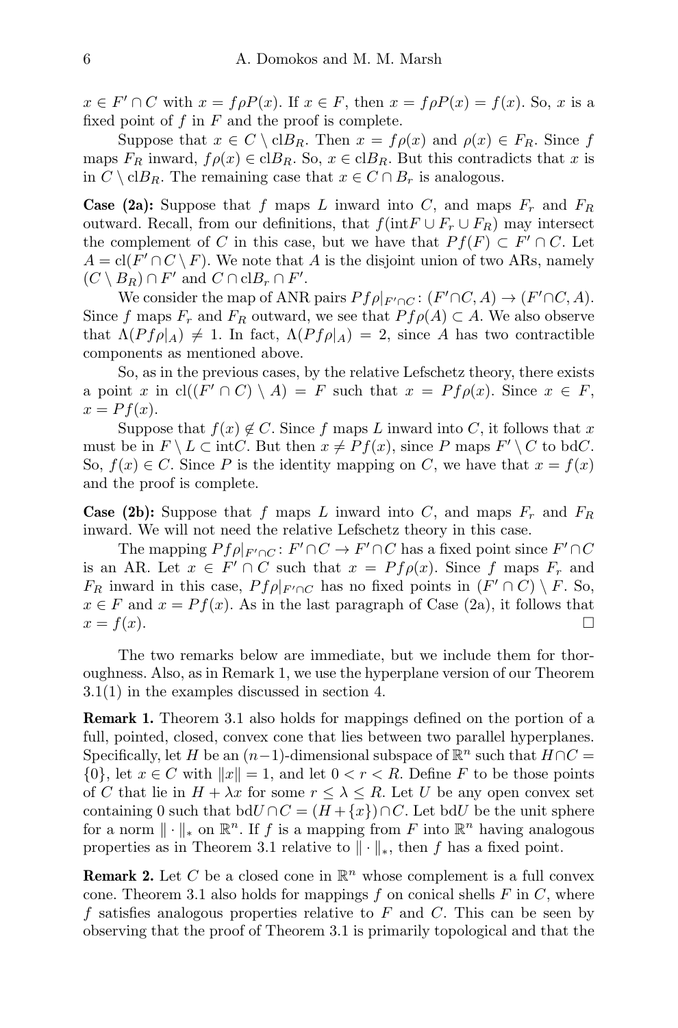$x \in F' \cap C$ with $x = f\rho P(x)$. If $x \in F$, then $x = f\rho P(x) = f(x)$. So, $x$ is a fixed point of $f$ in $F$ and the proof is complete.

Suppose that $x \in C \setminus \mathrm{cl}B_R$. Then $x = f\rho(x)$ and $\rho(x) \in F_R$. Since $f$ maps $F_R$ inward, $f\rho(x) \in \mathrm{cl}B_R$. So, $x \in \mathrm{cl}B_R$. But this contradicts that $x$ is in $C \setminus \mathrm{cl}B_R$. The remaining case that $x \in C \cap B_r$ is analogous.

**Case (2a):** Suppose that $f$ maps $L$ inward into $C$, and maps $F_r$ and $F_R$ outward. Recall, from our definitions, that $f(\mathrm{int}F \cup F_r \cup F_R)$ may intersect the complement of $C$ in this case, but we have that $Pf(F) \subset F' \cap C$. Let $A = \mathrm{cl}(F' \cap C \setminus F)$. We note that $A$ is the disjoint union of two ARs, namely $(C \setminus B_R) \cap F'$ and $C \cap \mathrm{cl}B_r \cap F'$.

We consider the map of ANR pairs $Pf\rho|_{F'\cap C} \colon (F' \cap C, A) \to (F' \cap C, A)$. Since $f$ maps $F_r$ and $F_R$ outward, we see that $Pf\rho(A) \subset A$. We also observe that $\Lambda(Pf\rho|_A) \neq 1$. In fact, $\Lambda(Pf\rho|_A) = 2$, since $A$ has two contractible components as mentioned above.

So, as in the previous cases, by the relative Lefschetz theory, there exists a point $x$ in $\mathrm{cl}((F' \cap C) \setminus A) = F$ such that $x = Pf\rho(x)$. Since $x \in F$, $x = Pf(x)$.

Suppose that $f(x) \notin C$. Since $f$ maps $L$ inward into $C$, it follows that $x$ must be in $F \setminus L \subset \mathrm{int}C$. But then $x \neq Pf(x)$, since $P$ maps $F' \setminus C$ to $\mathrm{bd}C$. So, $f(x) \in C$. Since $P$ is the identity mapping on $C$, we have that $x = f(x)$ and the proof is complete.

**Case (2b):** Suppose that $f$ maps $L$ inward into $C$, and maps $F_r$ and $F_R$ inward. We will not need the relative Lefschetz theory in this case.

The mapping $Pf\rho|_{F'\cap C} \colon F' \cap C \to F' \cap C$ has a fixed point since $F' \cap C$ is an AR. Let $x \in F' \cap C$ such that $x = Pf\rho(x)$. Since $f$ maps $F_r$ and $F_R$ inward in this case, $Pf\rho|_{F'\cap C}$ has no fixed points in $(F' \cap C) \setminus F$. So, $x \in F$ and $x = Pf(x)$. As in the last paragraph of Case (2a), it follows that $x = f(x)$. □

The two remarks below are immediate, but we include them for thoroughness. Also, as in Remark 1, we use the hyperplane version of our Theorem 3.1(1) in the examples discussed in section 4.

**Remark 1.** Theorem 3.1 also holds for mappings defined on the portion of a full, pointed, closed, convex cone that lies between two parallel hyperplanes. Specifically, let $H$ be an $(n-1)$-dimensional subspace of $\mathbb{R}^n$ such that $H \cap C = \{0\}$, let $x \in C$ with $\|x\| = 1$, and let $0 < r < R$. Define $F$ to be those points of $C$ that lie in $H + \lambda x$ for some $r \leq \lambda \leq R$. Let $U$ be any open convex set containing 0 such that $\mathrm{bd}U \cap C = (H + \{x\}) \cap C$. Let $\mathrm{bd}U$ be the unit sphere for a norm $\|\cdot\|_*$ on $\mathbb{R}^n$. If $f$ is a mapping from $F$ into $\mathbb{R}^n$ having analogous properties as in Theorem 3.1 relative to $\|\cdot\|_*$, then $f$ has a fixed point.

**Remark 2.** Let $C$ be a closed cone in $\mathbb{R}^n$ whose complement is a full convex cone. Theorem 3.1 also holds for mappings $f$ on conical shells $F$ in $C$, where $f$ satisfies analogous properties relative to $F$ and $C$. This can be seen by observing that the proof of Theorem 3.1 is primarily topological and that the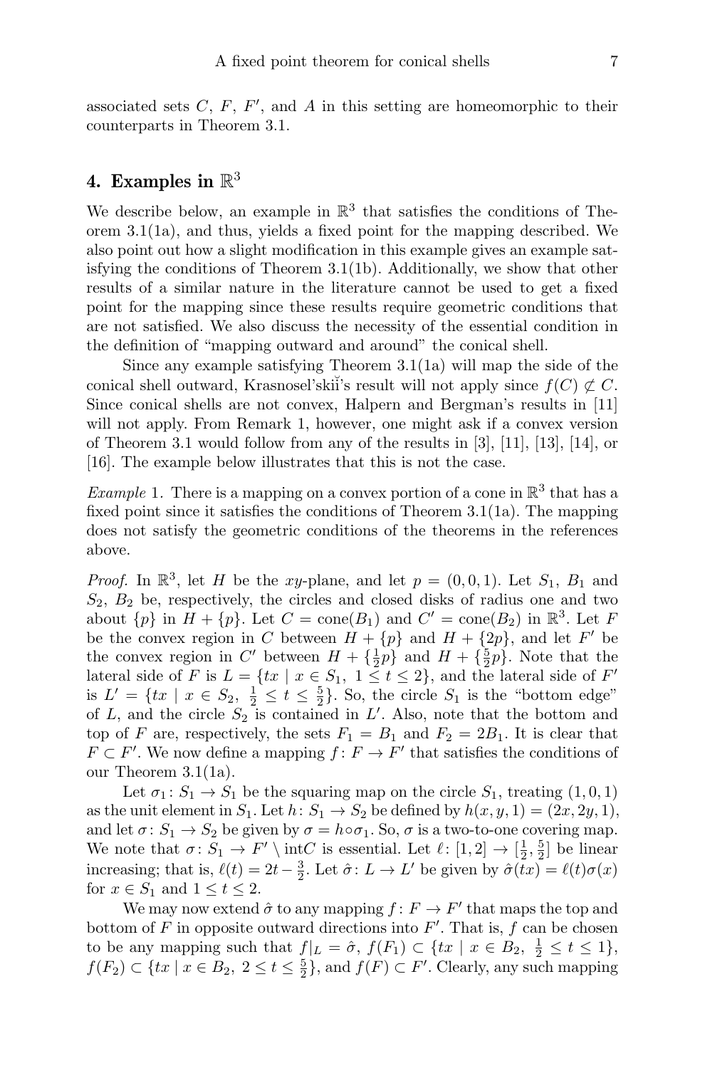associated sets $C$, $F$, $F'$, and $A$ in this setting are homeomorphic to their counterparts in Theorem 3.1.

## 4. Examples in $\mathbb{R}^3$

We describe below, an example in $\mathbb{R}^3$ that satisfies the conditions of Theorem 3.1(1a), and thus, yields a fixed point for the mapping described. We also point out how a slight modification in this example gives an example satisfying the conditions of Theorem 3.1(1b). Additionally, we show that other results of a similar nature in the literature cannot be used to get a fixed point for the mapping since these results require geometric conditions that are not satisfied. We also discuss the necessity of the essential condition in the definition of "mapping outward and around" the conical shell.

Since any example satisfying Theorem 3.1(1a) will map the side of the conical shell outward, Krasnosel'skiĭ's result will not apply since $f(C) \not\subset C$. Since conical shells are not convex, Halpern and Bergman's results in [11] will not apply. From Remark 1, however, one might ask if a convex version of Theorem 3.1 would follow from any of the results in [3], [11], [13], [14], or [16]. The example below illustrates that this is not the case.

*Example* 1. There is a mapping on a convex portion of a cone in $\mathbb{R}^3$ that has a fixed point since it satisfies the conditions of Theorem 3.1(1a). The mapping does not satisfy the geometric conditions of the theorems in the references above.

*Proof.* In $\mathbb{R}^3$, let $H$ be the $xy$-plane, and let $p = (0, 0, 1)$. Let $S_1$, $B_1$ and $S_2$, $B_2$ be, respectively, the circles and closed disks of radius one and two about $\{p\}$ in $H + \{p\}$. Let $C = \operatorname{cone}(B_1)$ and $C' = \operatorname{cone}(B_2)$ in $\mathbb{R}^3$. Let $F$ be the convex region in $C$ between $H + \{p\}$ and $H + \{2p\}$, and let $F'$ be the convex region in $C'$ between $H + \{\frac{1}{2}p\}$ and $H + \{\frac{5}{2}p\}$. Note that the lateral side of $F$ is $L = \{tx \mid x \in S_1,\ 1 \le t \le 2\}$, and the lateral side of $F'$ is $L' = \{tx \mid x \in S_2,\ \frac{1}{2} \le t \le \frac{5}{2}\}$. So, the circle $S_1$ is the "bottom edge" of $L$, and the circle $S_2$ is contained in $L'$. Also, note that the bottom and top of $F$ are, respectively, the sets $F_1 = B_1$ and $F_2 = 2B_1$. It is clear that $F \subset F'$. We now define a mapping $f \colon F \to F'$ that satisfies the conditions of our Theorem 3.1(1a).

Let $\sigma_1 \colon S_1 \to S_1$ be the squaring map on the circle $S_1$, treating $(1, 0, 1)$ as the unit element in $S_1$. Let $h \colon S_1 \to S_2$ be defined by $h(x, y, 1) = (2x, 2y, 1)$, and let $\sigma \colon S_1 \to S_2$ be given by $\sigma = h \circ \sigma_1$. So, $\sigma$ is a two-to-one covering map. We note that $\sigma \colon S_1 \to F' \setminus \operatorname{int} C$ is essential. Let $\ell \colon [1, 2] \to [\frac{1}{2}, \frac{5}{2}]$ be linear increasing; that is, $\ell(t) = 2t - \frac{3}{2}$. Let $\hat{\sigma} \colon L \to L'$ be given by $\hat{\sigma}(tx) = \ell(t)\sigma(x)$ for $x \in S_1$ and $1 \le t \le 2$.

We may now extend $\hat{\sigma}$ to any mapping $f \colon F \to F'$ that maps the top and bottom of $F$ in opposite outward directions into $F'$. That is, $f$ can be chosen to be any mapping such that $f|_L = \hat{\sigma}$, $f(F_1) \subset \{tx \mid x \in B_2,\ \frac{1}{2} \le t \le 1\}$, $f(F_2) \subset \{tx \mid x \in B_2,\ 2 \le t \le \frac{5}{2}\}$, and $f(F) \subset F'$. Clearly, any such mapping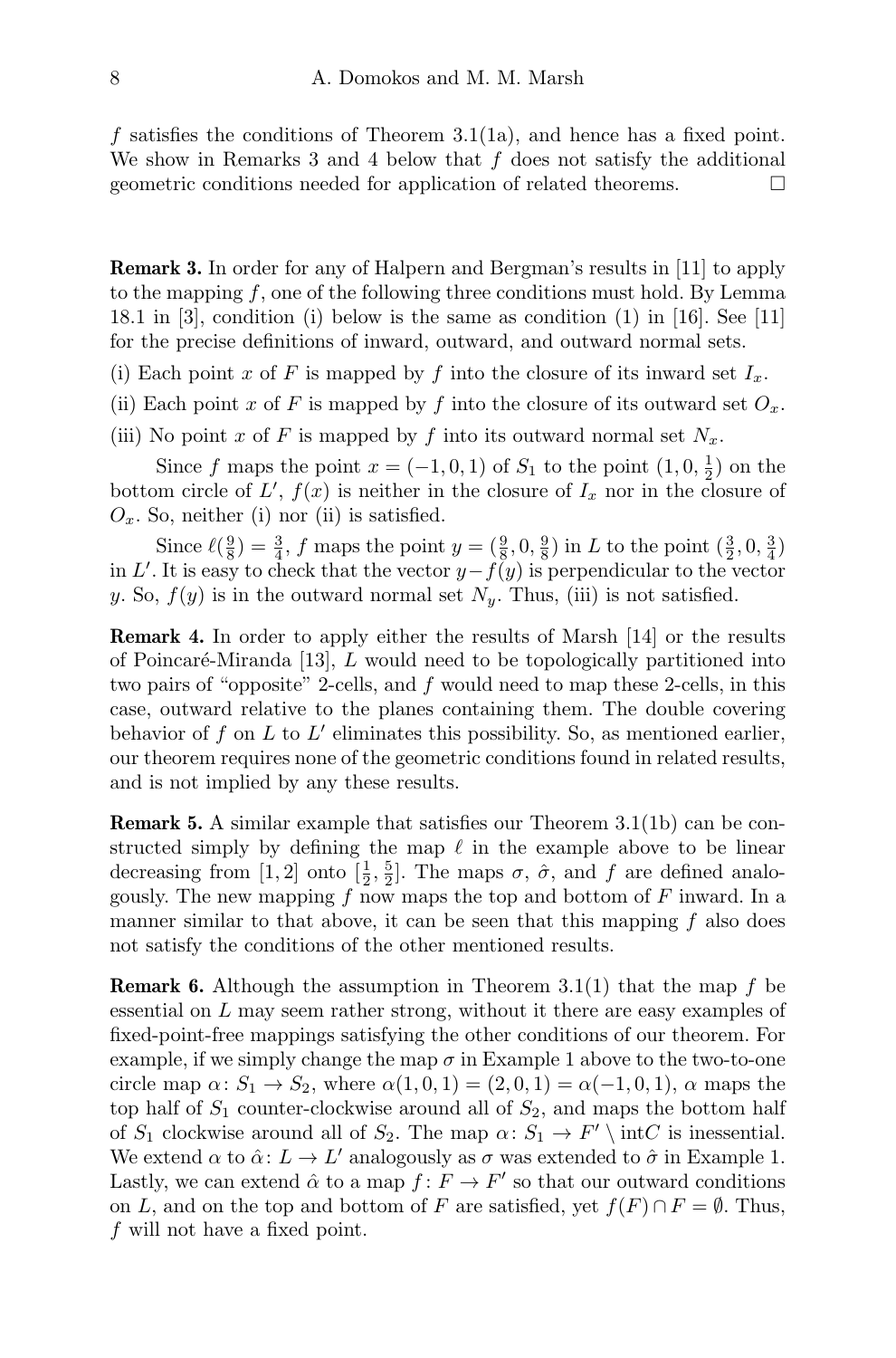$f$ satisfies the conditions of Theorem 3.1(1a), and hence has a fixed point. We show in Remarks 3 and 4 below that $f$ does not satisfy the additional geometric conditions needed for application of related theorems. $\square$

**Remark 3.** In order for any of Halpern and Bergman's results in [11] to apply to the mapping $f$, one of the following three conditions must hold. By Lemma 18.1 in [3], condition (i) below is the same as condition (1) in [16]. See [11] for the precise definitions of inward, outward, and outward normal sets.

(i) Each point $x$ of $F$ is mapped by $f$ into the closure of its inward set $I_x$.

(ii) Each point $x$ of $F$ is mapped by $f$ into the closure of its outward set $O_x$.

(iii) No point $x$ of $F$ is mapped by $f$ into its outward normal set $N_x$.

Since $f$ maps the point $x = (-1, 0, 1)$ of $S_1$ to the point $(1, 0, \frac{1}{2})$ on the bottom circle of $L'$, $f(x)$ is neither in the closure of $I_x$ nor in the closure of $O_x$. So, neither (i) nor (ii) is satisfied.

Since $\ell(\frac{9}{8}) = \frac{3}{4}$, $f$ maps the point $y = (\frac{9}{8}, 0, \frac{9}{8})$ in $L$ to the point $(\frac{3}{2}, 0, \frac{3}{4})$ in $L'$. It is easy to check that the vector $y - f(y)$ is perpendicular to the vector $y$. So, $f(y)$ is in the outward normal set $N_y$. Thus, (iii) is not satisfied.

**Remark 4.** In order to apply either the results of Marsh [14] or the results of Poincaré-Miranda [13], $L$ would need to be topologically partitioned into two pairs of "opposite" 2-cells, and $f$ would need to map these 2-cells, in this case, outward relative to the planes containing them. The double covering behavior of $f$ on $L$ to $L'$ eliminates this possibility. So, as mentioned earlier, our theorem requires none of the geometric conditions found in related results, and is not implied by any these results.

**Remark 5.** A similar example that satisfies our Theorem 3.1(1b) can be constructed simply by defining the map $\ell$ in the example above to be linear decreasing from $[1, 2]$ onto $[\frac{1}{2}, \frac{5}{2}]$. The maps $\sigma$, $\hat{\sigma}$, and $f$ are defined analogously. The new mapping $f$ now maps the top and bottom of $F$ inward. In a manner similar to that above, it can be seen that this mapping $f$ also does not satisfy the conditions of the other mentioned results.

**Remark 6.** Although the assumption in Theorem 3.1(1) that the map $f$ be essential on $L$ may seem rather strong, without it there are easy examples of fixed-point-free mappings satisfying the other conditions of our theorem. For example, if we simply change the map $\sigma$ in Example 1 above to the two-to-one circle map $\alpha\colon S_1 \to S_2$, where $\alpha(1, 0, 1) = (2, 0, 1) = \alpha(-1, 0, 1)$, $\alpha$ maps the top half of $S_1$ counter-clockwise around all of $S_2$, and maps the bottom half of $S_1$ clockwise around all of $S_2$. The map $\alpha\colon S_1 \to F' \setminus \mathrm{int}C$ is inessential. We extend $\alpha$ to $\hat{\alpha}\colon L \to L'$ analogously as $\sigma$ was extended to $\hat{\sigma}$ in Example 1. Lastly, we can extend $\hat{\alpha}$ to a map $f\colon F \to F'$ so that our outward conditions on $L$, and on the top and bottom of $F$ are satisfied, yet $f(F) \cap F = \emptyset$. Thus, $f$ will not have a fixed point.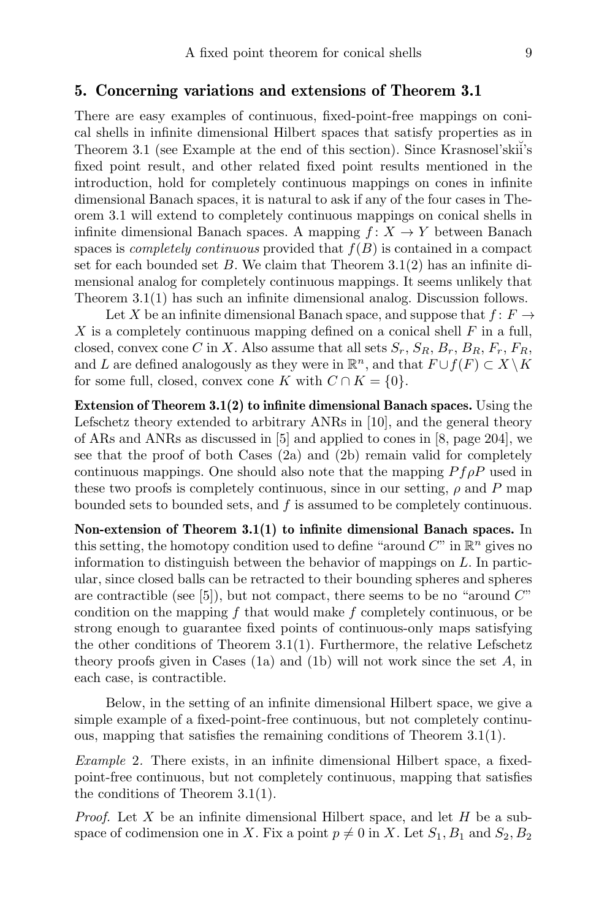## 5. Concerning variations and extensions of Theorem 3.1

There are easy examples of continuous, fixed-point-free mappings on conical shells in infinite dimensional Hilbert spaces that satisfy properties as in Theorem 3.1 (see Example at the end of this section). Since Krasnosel'skiĭ's fixed point result, and other related fixed point results mentioned in the introduction, hold for completely continuous mappings on cones in infinite dimensional Banach spaces, it is natural to ask if any of the four cases in Theorem 3.1 will extend to completely continuous mappings on conical shells in infinite dimensional Banach spaces. A mapping $f\colon X \to Y$ between Banach spaces is *completely continuous* provided that $f(B)$ is contained in a compact set for each bounded set $B$. We claim that Theorem 3.1(2) has an infinite dimensional analog for completely continuous mappings. It seems unlikely that Theorem 3.1(1) has such an infinite dimensional analog. Discussion follows.

Let $X$ be an infinite dimensional Banach space, and suppose that $f\colon F \to X$ is a completely continuous mapping defined on a conical shell $F$ in a full, closed, convex cone $C$ in $X$. Also assume that all sets $S_r$, $S_R$, $B_r$, $B_R$, $F_r$, $F_R$, and $L$ are defined analogously as they were in $\mathbb{R}^n$, and that $F \cup f(F) \subset X \setminus K$ for some full, closed, convex cone $K$ with $C \cap K = \{0\}$.

**Extension of Theorem 3.1(2) to infinite dimensional Banach spaces.** Using the Lefschetz theory extended to arbitrary ANRs in [10], and the general theory of ARs and ANRs as discussed in [5] and applied to cones in [8, page 204], we see that the proof of both Cases (2a) and (2b) remain valid for completely continuous mappings. One should also note that the mapping $Pf\rho P$ used in these two proofs is completely continuous, since in our setting, $\rho$ and $P$ map bounded sets to bounded sets, and $f$ is assumed to be completely continuous.

**Non-extension of Theorem 3.1(1) to infinite dimensional Banach spaces.** In this setting, the homotopy condition used to define "around $C$" in $\mathbb{R}^n$ gives no information to distinguish between the behavior of mappings on $L$. In particular, since closed balls can be retracted to their bounding spheres and spheres are contractible (see [5]), but not compact, there seems to be no "around $C$" condition on the mapping $f$ that would make $f$ completely continuous, or be strong enough to guarantee fixed points of continuous-only maps satisfying the other conditions of Theorem 3.1(1). Furthermore, the relative Lefschetz theory proofs given in Cases (1a) and (1b) will not work since the set $A$, in each case, is contractible.

Below, in the setting of an infinite dimensional Hilbert space, we give a simple example of a fixed-point-free continuous, but not completely continuous, mapping that satisfies the remaining conditions of Theorem 3.1(1).

*Example* 2. There exists, in an infinite dimensional Hilbert space, a fixed-point-free continuous, but not completely continuous, mapping that satisfies the conditions of Theorem 3.1(1).

*Proof.* Let $X$ be an infinite dimensional Hilbert space, and let $H$ be a subspace of codimension one in $X$. Fix a point $p \neq 0$ in $X$. Let $S_1, B_1$ and $S_2, B_2$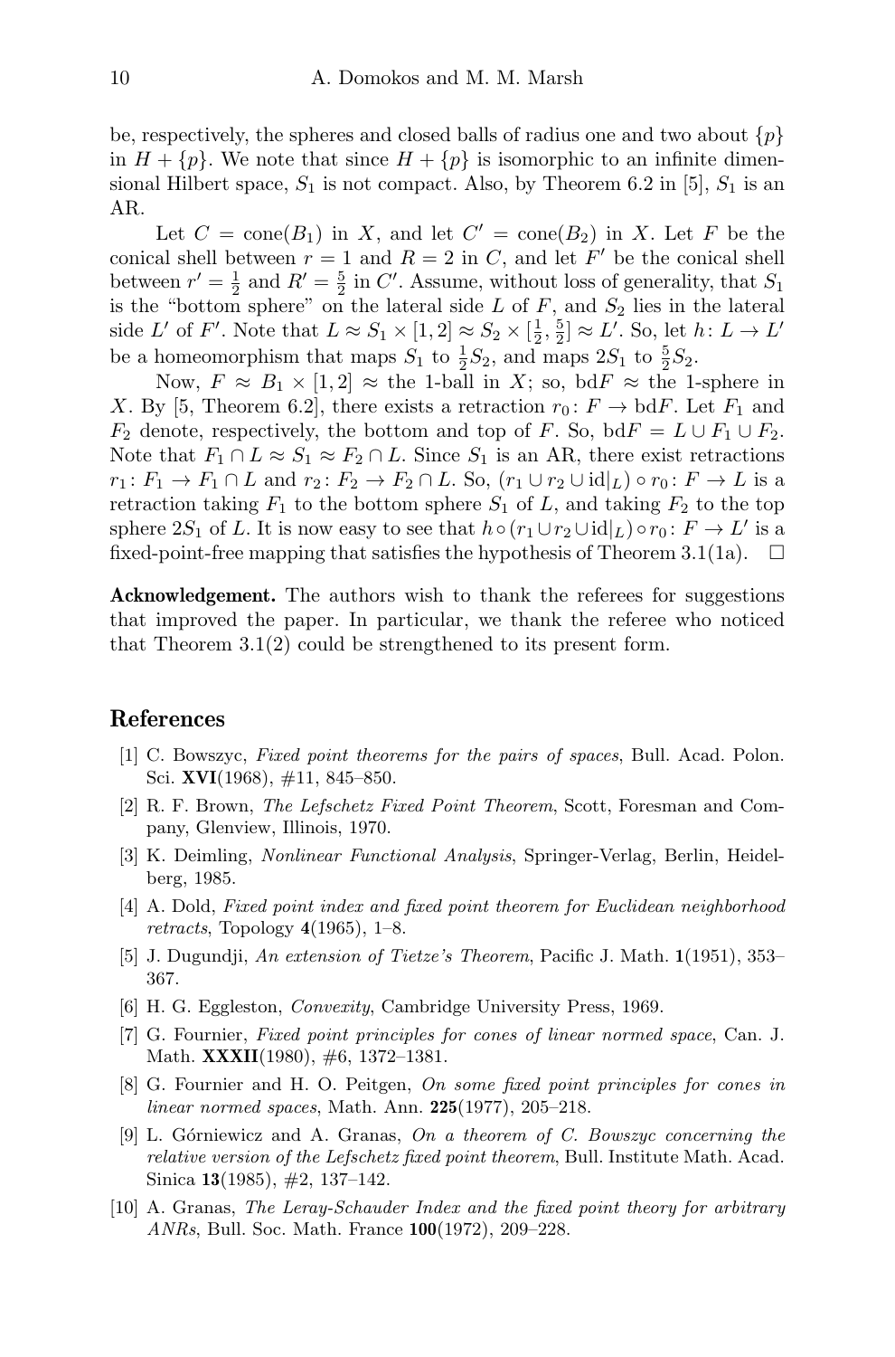be, respectively, the spheres and closed balls of radius one and two about $\{p\}$ in $H + \{p\}$. We note that since $H + \{p\}$ is isomorphic to an infinite dimensional Hilbert space, $S_1$ is not compact. Also, by Theorem 6.2 in [5], $S_1$ is an AR.

Let $C = \text{cone}(B_1)$ in $X$, and let $C' = \text{cone}(B_2)$ in $X$. Let $F$ be the conical shell between $r = 1$ and $R = 2$ in $C$, and let $F'$ be the conical shell between $r' = \frac{1}{2}$ and $R' = \frac{5}{2}$ in $C'$. Assume, without loss of generality, that $S_1$ is the "bottom sphere" on the lateral side $L$ of $F$, and $S_2$ lies in the lateral side $L'$ of $F'$. Note that $L \approx S_1 \times [1, 2] \approx S_2 \times [\frac{1}{2}, \frac{5}{2}] \approx L'$. So, let $h\colon L \to L'$ be a homeomorphism that maps $S_1$ to $\frac{1}{2}S_2$, and maps $2S_1$ to $\frac{5}{2}S_2$.

Now, $F \approx B_1 \times [1, 2] \approx$ the 1-ball in $X$; so, $\text{bd}F \approx$ the 1-sphere in $X$. By [5, Theorem 6.2], there exists a retraction $r_0\colon F \to \text{bd}F$. Let $F_1$ and $F_2$ denote, respectively, the bottom and top of $F$. So, $\text{bd}F = L \cup F_1 \cup F_2$. Note that $F_1 \cap L \approx S_1 \approx F_2 \cap L$. Since $S_1$ is an AR, there exist retractions $r_1\colon F_1 \to F_1 \cap L$ and $r_2\colon F_2 \to F_2 \cap L$. So, $(r_1 \cup r_2 \cup \text{id}|_L) \circ r_0\colon F \to L$ is a retraction taking $F_1$ to the bottom sphere $S_1$ of $L$, and taking $F_2$ to the top sphere $2S_1$ of $L$. It is now easy to see that $h \circ (r_1 \cup r_2 \cup \text{id}|_L) \circ r_0\colon F \to L'$ is a fixed-point-free mapping that satisfies the hypothesis of Theorem 3.1(1a). $\square$

**Acknowledgement.** The authors wish to thank the referees for suggestions that improved the paper. In particular, we thank the referee who noticed that Theorem 3.1(2) could be strengthened to its present form.

## References

[1] C. Bowszyc, *Fixed point theorems for the pairs of spaces*, Bull. Acad. Polon. Sci. **XVI**(1968), #11, 845–850.

[2] R. F. Brown, *The Lefschetz Fixed Point Theorem*, Scott, Foresman and Company, Glenview, Illinois, 1970.

[3] K. Deimling, *Nonlinear Functional Analysis*, Springer-Verlag, Berlin, Heidelberg, 1985.

[4] A. Dold, *Fixed point index and fixed point theorem for Euclidean neighborhood retracts*, Topology **4**(1965), 1–8.

[5] J. Dugundji, *An extension of Tietze's Theorem*, Pacific J. Math. **1**(1951), 353–367.

[6] H. G. Eggleston, *Convexity*, Cambridge University Press, 1969.

[7] G. Fournier, *Fixed point principles for cones of linear normed space*, Can. J. Math. **XXXII**(1980), #6, 1372–1381.

[8] G. Fournier and H. O. Peitgen, *On some fixed point principles for cones in linear normed spaces*, Math. Ann. **225**(1977), 205–218.

[9] L. Górniewicz and A. Granas, *On a theorem of C. Bowszyc concerning the relative version of the Lefschetz fixed point theorem*, Bull. Institute Math. Acad. Sinica **13**(1985), #2, 137–142.

[10] A. Granas, *The Leray-Schauder Index and the fixed point theory for arbitrary ANRs*, Bull. Soc. Math. France **100**(1972), 209–228.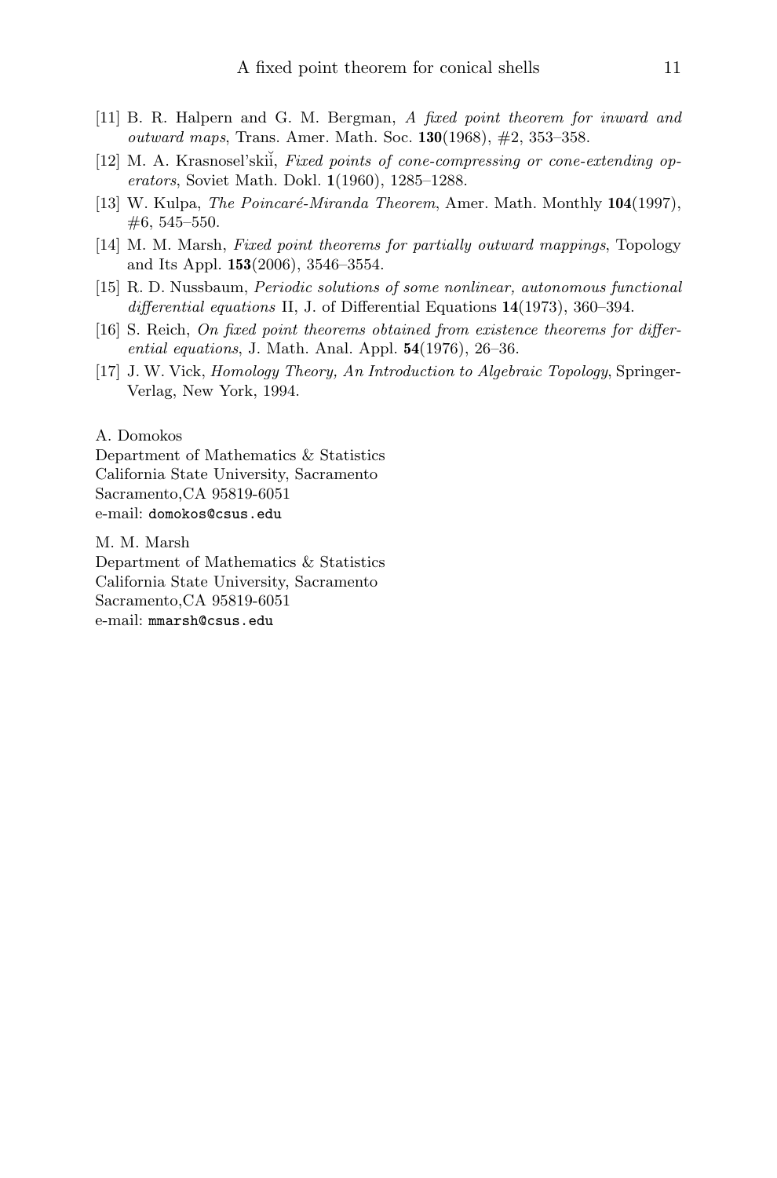[11] B. R. Halpern and G. M. Bergman, *A fixed point theorem for inward and outward maps*, Trans. Amer. Math. Soc. **130**(1968), #2, 353–358.

[12] M. A. Krasnosel'skiĭ, *Fixed points of cone-compressing or cone-extending operators*, Soviet Math. Dokl. **1**(1960), 1285–1288.

[13] W. Kulpa, *The Poincaré-Miranda Theorem*, Amer. Math. Monthly **104**(1997), #6, 545–550.

[14] M. M. Marsh, *Fixed point theorems for partially outward mappings*, Topology and Its Appl. **153**(2006), 3546–3554.

[15] R. D. Nussbaum, *Periodic solutions of some nonlinear, autonomous functional differential equations* II, J. of Differential Equations **14**(1973), 360–394.

[16] S. Reich, *On fixed point theorems obtained from existence theorems for differential equations*, J. Math. Anal. Appl. **54**(1976), 26–36.

[17] J. W. Vick, *Homology Theory, An Introduction to Algebraic Topology*, Springer-Verlag, New York, 1994.

A. Domokos
Department of Mathematics & Statistics
California State University, Sacramento
Sacramento,CA 95819-6051
e-mail: `domokos@csus.edu`

M. M. Marsh
Department of Mathematics & Statistics
California State University, Sacramento
Sacramento,CA 95819-6051
e-mail: `mmarsh@csus.edu`